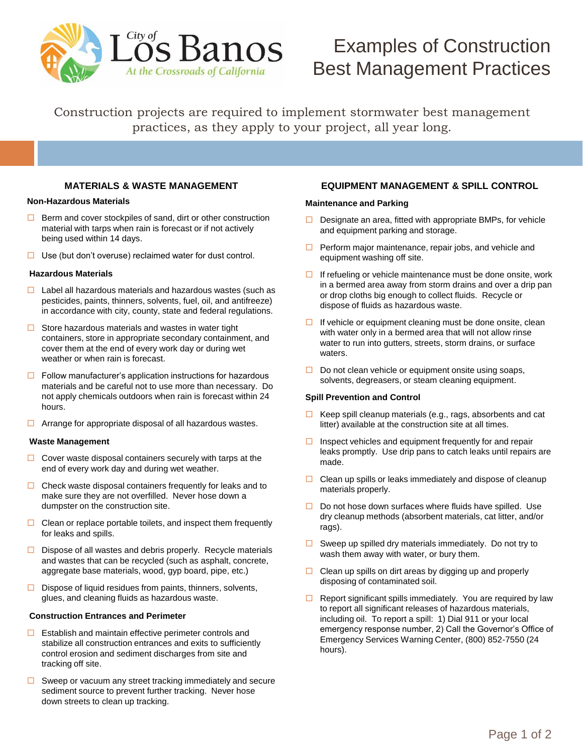City of Los Banos — At the Crossroads of California

# Examples of Construction Best Management Practices

Construction projects are required to implement stormwater best management practices, as they apply to your project, all year long.

## MATERIALS & WASTE MANAGEMENT

### Non-Hazardous Materials

- ☐ Berm and cover stockpiles of sand, dirt or other construction material with tarps when rain is forecast or if not actively being used within 14 days.
- ☐ Use (but don't overuse) reclaimed water for dust control.

### Hazardous Materials

- ☐ Label all hazardous materials and hazardous wastes (such as pesticides, paints, thinners, solvents, fuel, oil, and antifreeze) in accordance with city, county, state and federal regulations.
- ☐ Store hazardous materials and wastes in water tight containers, store in appropriate secondary containment, and cover them at the end of every work day or during wet weather or when rain is forecast.
- ☐ Follow manufacturer's application instructions for hazardous materials and be careful not to use more than necessary. Do not apply chemicals outdoors when rain is forecast within 24 hours.
- ☐ Arrange for appropriate disposal of all hazardous wastes.

### Waste Management

- ☐ Cover waste disposal containers securely with tarps at the end of every work day and during wet weather.
- ☐ Check waste disposal containers frequently for leaks and to make sure they are not overfilled. Never hose down a dumpster on the construction site.
- ☐ Clean or replace portable toilets, and inspect them frequently for leaks and spills.
- ☐ Dispose of all wastes and debris properly. Recycle materials and wastes that can be recycled (such as asphalt, concrete, aggregate base materials, wood, gyp board, pipe, etc.)
- ☐ Dispose of liquid residues from paints, thinners, solvents, glues, and cleaning fluids as hazardous waste.

### Construction Entrances and Perimeter

- ☐ Establish and maintain effective perimeter controls and stabilize all construction entrances and exits to sufficiently control erosion and sediment discharges from site and tracking off site.
- ☐ Sweep or vacuum any street tracking immediately and secure sediment source to prevent further tracking. Never hose down streets to clean up tracking.

## EQUIPMENT MANAGEMENT & SPILL CONTROL

### Maintenance and Parking

- ☐ Designate an area, fitted with appropriate BMPs, for vehicle and equipment parking and storage.
- ☐ Perform major maintenance, repair jobs, and vehicle and equipment washing off site.
- ☐ If refueling or vehicle maintenance must be done onsite, work in a bermed area away from storm drains and over a drip pan or drop cloths big enough to collect fluids. Recycle or dispose of fluids as hazardous waste.
- ☐ If vehicle or equipment cleaning must be done onsite, clean with water only in a bermed area that will not allow rinse water to run into gutters, streets, storm drains, or surface waters.
- ☐ Do not clean vehicle or equipment onsite using soaps, solvents, degreasers, or steam cleaning equipment.

### Spill Prevention and Control

- ☐ Keep spill cleanup materials (e.g., rags, absorbents and cat litter) available at the construction site at all times.
- ☐ Inspect vehicles and equipment frequently for and repair leaks promptly. Use drip pans to catch leaks until repairs are made.
- ☐ Clean up spills or leaks immediately and dispose of cleanup materials properly.
- ☐ Do not hose down surfaces where fluids have spilled. Use dry cleanup methods (absorbent materials, cat litter, and/or rags).
- ☐ Sweep up spilled dry materials immediately. Do not try to wash them away with water, or bury them.
- ☐ Clean up spills on dirt areas by digging up and properly disposing of contaminated soil.
- ☐ Report significant spills immediately. You are required by law to report all significant releases of hazardous materials, including oil. To report a spill: 1) Dial 911 or your local emergency response number, 2) Call the Governor's Office of Emergency Services Warning Center, (800) 852-7550 (24 hours).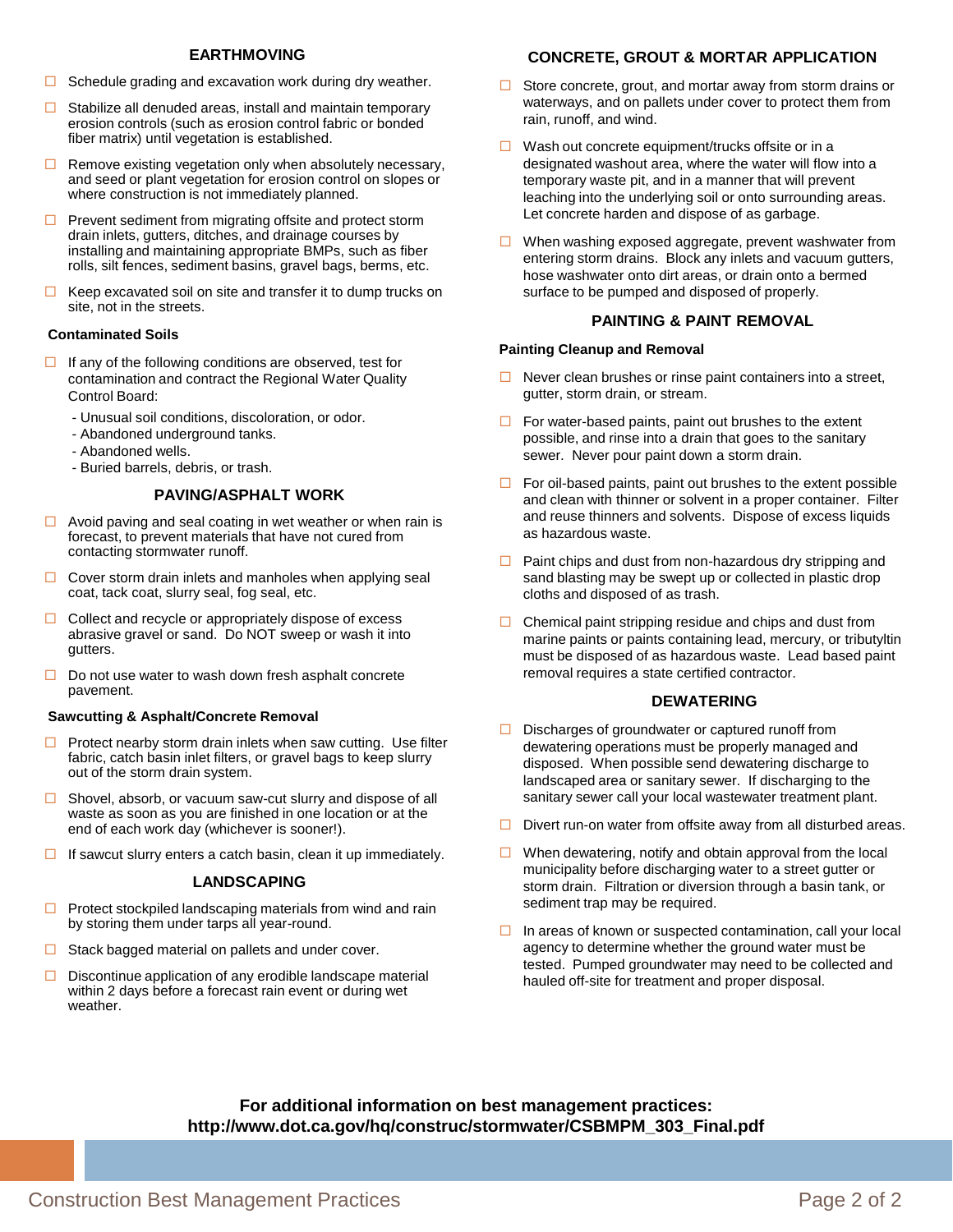## EARTHMOVING

- ☐ Schedule grading and excavation work during dry weather.
- ☐ Stabilize all denuded areas, install and maintain temporary erosion controls (such as erosion control fabric or bonded fiber matrix) until vegetation is established.
- ☐ Remove existing vegetation only when absolutely necessary, and seed or plant vegetation for erosion control on slopes or where construction is not immediately planned.
- ☐ Prevent sediment from migrating offsite and protect storm drain inlets, gutters, ditches, and drainage courses by installing and maintaining appropriate BMPs, such as fiber rolls, silt fences, sediment basins, gravel bags, berms, etc.
- ☐ Keep excavated soil on site and transfer it to dump trucks on site, not in the streets.

### Contaminated Soils

- ☐ If any of the following conditions are observed, test for contamination and contract the Regional Water Quality Control Board:
  - Unusual soil conditions, discoloration, or odor.
  - Abandoned underground tanks.
  - Abandoned wells.
  - Buried barrels, debris, or trash.

## PAVING/ASPHALT WORK

- ☐ Avoid paving and seal coating in wet weather or when rain is forecast, to prevent materials that have not cured from contacting stormwater runoff.
- ☐ Cover storm drain inlets and manholes when applying seal coat, tack coat, slurry seal, fog seal, etc.
- ☐ Collect and recycle or appropriately dispose of excess abrasive gravel or sand. Do NOT sweep or wash it into gutters.
- ☐ Do not use water to wash down fresh asphalt concrete pavement.

### Sawcutting & Asphalt/Concrete Removal

- ☐ Protect nearby storm drain inlets when saw cutting. Use filter fabric, catch basin inlet filters, or gravel bags to keep slurry out of the storm drain system.
- ☐ Shovel, absorb, or vacuum saw-cut slurry and dispose of all waste as soon as you are finished in one location or at the end of each work day (whichever is sooner!).
- ☐ If sawcut slurry enters a catch basin, clean it up immediately.

## LANDSCAPING

- ☐ Protect stockpiled landscaping materials from wind and rain by storing them under tarps all year-round.
- ☐ Stack bagged material on pallets and under cover.
- ☐ Discontinue application of any erodible landscape material within 2 days before a forecast rain event or during wet weather.

## CONCRETE, GROUT & MORTAR APPLICATION

- ☐ Store concrete, grout, and mortar away from storm drains or waterways, and on pallets under cover to protect them from rain, runoff, and wind.
- ☐ Wash out concrete equipment/trucks offsite or in a designated washout area, where the water will flow into a temporary waste pit, and in a manner that will prevent leaching into the underlying soil or onto surrounding areas. Let concrete harden and dispose of as garbage.
- ☐ When washing exposed aggregate, prevent washwater from entering storm drains. Block any inlets and vacuum gutters, hose washwater onto dirt areas, or drain onto a bermed surface to be pumped and disposed of properly.

## PAINTING & PAINT REMOVAL

### Painting Cleanup and Removal

- ☐ Never clean brushes or rinse paint containers into a street, gutter, storm drain, or stream.
- ☐ For water-based paints, paint out brushes to the extent possible, and rinse into a drain that goes to the sanitary sewer. Never pour paint down a storm drain.
- ☐ For oil-based paints, paint out brushes to the extent possible and clean with thinner or solvent in a proper container. Filter and reuse thinners and solvents. Dispose of excess liquids as hazardous waste.
- ☐ Paint chips and dust from non-hazardous dry stripping and sand blasting may be swept up or collected in plastic drop cloths and disposed of as trash.
- ☐ Chemical paint stripping residue and chips and dust from marine paints or paints containing lead, mercury, or tributyltin must be disposed of as hazardous waste. Lead based paint removal requires a state certified contractor.

## DEWATERING

- ☐ Discharges of groundwater or captured runoff from dewatering operations must be properly managed and disposed. When possible send dewatering discharge to landscaped area or sanitary sewer. If discharging to the sanitary sewer call your local wastewater treatment plant.
- ☐ Divert run-on water from offsite away from all disturbed areas.
- ☐ When dewatering, notify and obtain approval from the local municipality before discharging water to a street gutter or storm drain. Filtration or diversion through a basin tank, or sediment trap may be required.
- ☐ In areas of known or suspected contamination, call your local agency to determine whether the ground water must be tested. Pumped groundwater may need to be collected and hauled off-site for treatment and proper disposal.

**For additional information on best management practices:**
**http://www.dot.ca.gov/hq/construc/stormwater/CSBMPM_303_Final.pdf**